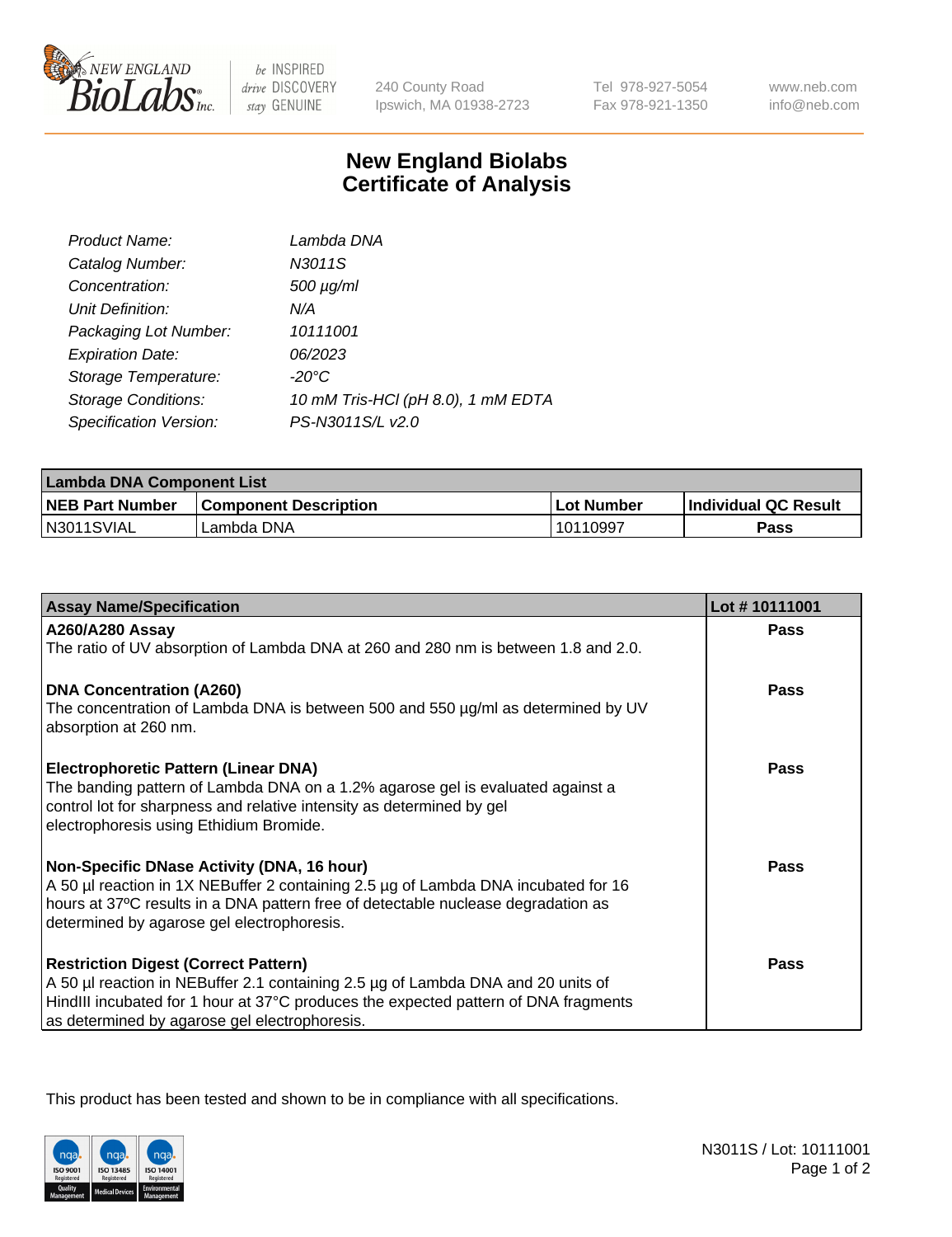# New England Biolabs Certificate of Analysis

| | |
|---|---|
| Product Name: | Lambda DNA |
| Catalog Number: | N3011S |
| Concentration: | 500 µg/ml |
| Unit Definition: | N/A |
| Packaging Lot Number: | 10111001 |
| Expiration Date: | 06/2023 |
| Storage Temperature: | -20°C |
| Storage Conditions: | 10 mM Tris-HCl (pH 8.0), 1 mM EDTA |
| Specification Version: | PS-N3011S/L v2.0 |

| Lambda DNA Component List | | | |
|---|---|---|---|
| **NEB Part Number** | **Component Description** | **Lot Number** | **Individual QC Result** |
| N3011SVIAL | Lambda DNA | 10110997 | Pass |

| Assay Name/Specification | Lot # 10111001 |
|---|---|
| **A260/A280 Assay**<br>The ratio of UV absorption of Lambda DNA at 260 and 280 nm is between 1.8 and 2.0. | Pass |
| **DNA Concentration (A260)**<br>The concentration of Lambda DNA is between 500 and 550 µg/ml as determined by UV absorption at 260 nm. | Pass |
| **Electrophoretic Pattern (Linear DNA)**<br>The banding pattern of Lambda DNA on a 1.2% agarose gel is evaluated against a control lot for sharpness and relative intensity as determined by gel electrophoresis using Ethidium Bromide. | Pass |
| **Non-Specific DNase Activity (DNA, 16 hour)**<br>A 50 µl reaction in 1X NEBuffer 2 containing 2.5 µg of Lambda DNA incubated for 16 hours at 37ºC results in a DNA pattern free of detectable nuclease degradation as determined by agarose gel electrophoresis. | Pass |
| **Restriction Digest (Correct Pattern)**<br>A 50 µl reaction in NEBuffer 2.1 containing 2.5 µg of Lambda DNA and 20 units of HindIII incubated for 1 hour at 37°C produces the expected pattern of DNA fragments as determined by agarose gel electrophoresis. | Pass |

This product has been tested and shown to be in compliance with all specifications.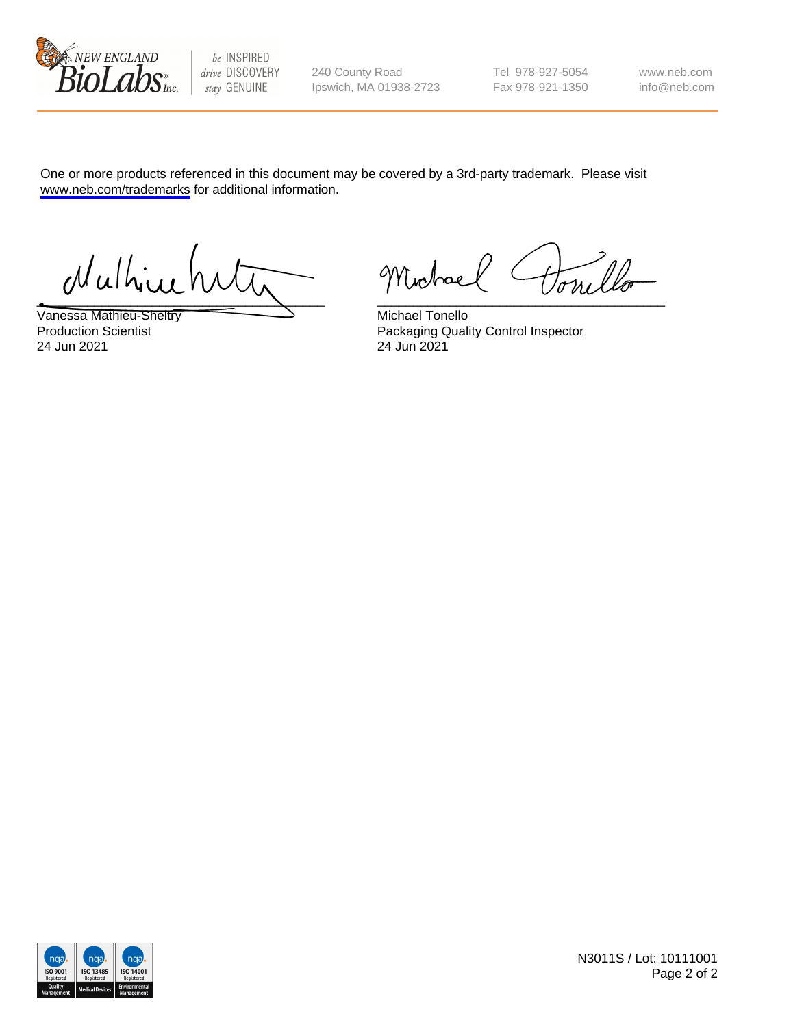One or more products referenced in this document may be covered by a 3rd-party trademark. Please visit www.neb.com/trademarks for additional information.

Vanessa Mathieu-Sheltry
Production Scientist
24 Jun 2021

Michael Tonello
Packaging Quality Control Inspector
24 Jun 2021

N3011S / Lot: 10111001